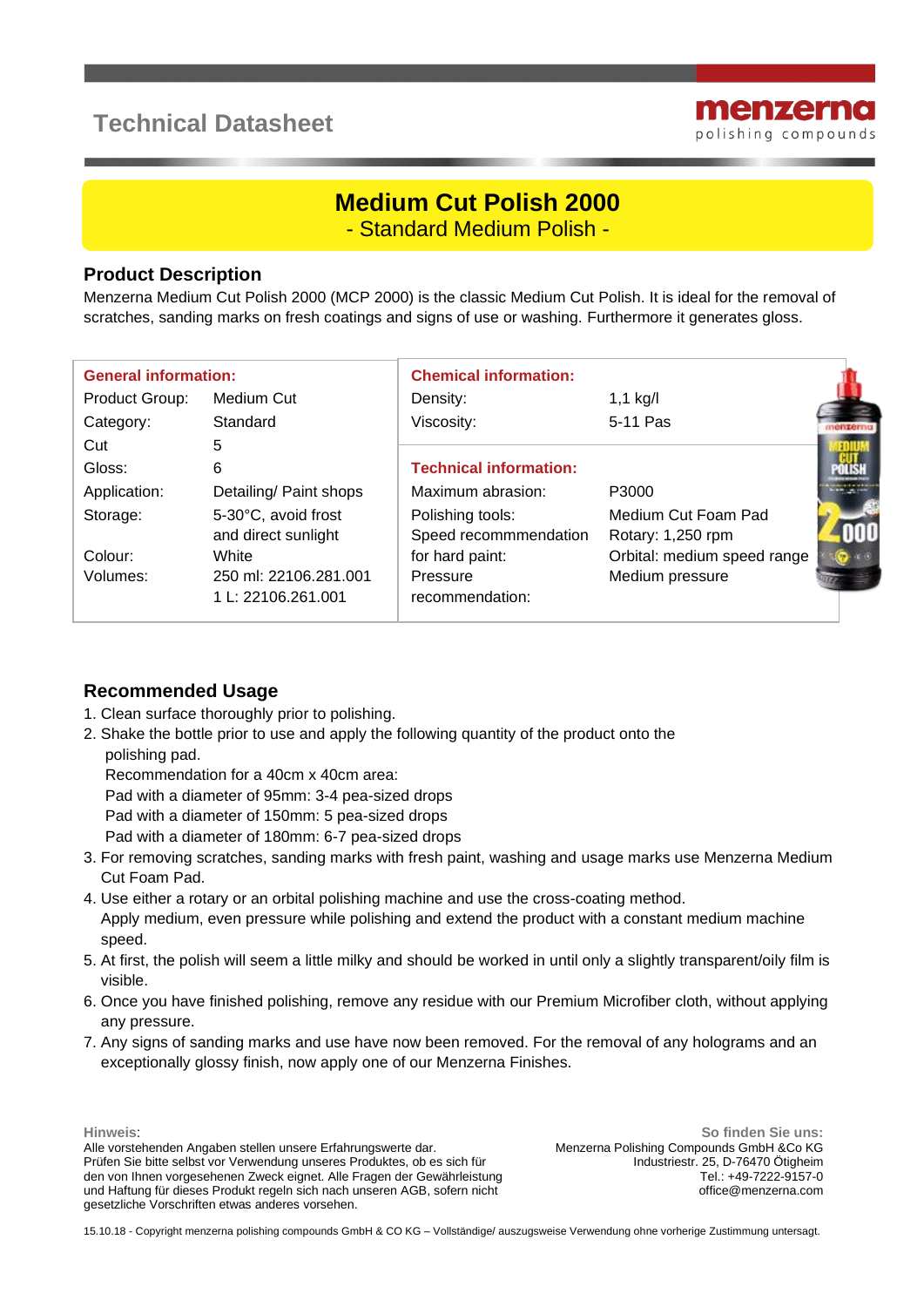# Technical Datasheet

menzerna
polishing compounds

## Medium Cut Polish 2000

- Standard Medium Polish -

### Product Description

Menzerna Medium Cut Polish 2000 (MCP 2000) is the classic Medium Cut Polish. It is ideal for the removal of scratches, sanding marks on fresh coatings and signs of use or washing. Furthermore it generates gloss.

| **General information:** | | **Chemical information:** | |
|---|---|---|---|
| Product Group: | Medium Cut | Density: | 1,1 kg/l |
| Category: | Standard | Viscosity: | 5-11 Pas |
| Cut | 5 | | |
| Gloss: | 6 | **Technical information:** | |
| Application: | Detailing/ Paint shops | Maximum abrasion: | P3000 |
| Storage: | 5-30°C, avoid frost and direct sunlight | Polishing tools: | Medium Cut Foam Pad |
| | | Speed recommmendation for hard paint: | Rotary: 1,250 rpm<br>Orbital: medium speed range |
| Colour: | White | | |
| Volumes: | 250 ml: 22106.281.001<br>1 L: 22106.261.001 | Pressure recommendation: | Medium pressure |

### Recommended Usage

1. Clean surface thoroughly prior to polishing.
2. Shake the bottle prior to use and apply the following quantity of the product onto the polishing pad.
   Recommendation for a 40cm x 40cm area:
   Pad with a diameter of 95mm: 3-4 pea-sized drops
   Pad with a diameter of 150mm: 5 pea-sized drops
   Pad with a diameter of 180mm: 6-7 pea-sized drops
3. For removing scratches, sanding marks with fresh paint, washing and usage marks use Menzerna Medium Cut Foam Pad.
4. Use either a rotary or an orbital polishing machine and use the cross-coating method.
   Apply medium, even pressure while polishing and extend the product with a constant medium machine speed.
5. At first, the polish will seem a little milky and should be worked in until only a slightly transparent/oily film is visible.
6. Once you have finished polishing, remove any residue with our Premium Microfiber cloth, without applying any pressure.
7. Any signs of sanding marks and use have now been removed. For the removal of any holograms and an exceptionally glossy finish, now apply one of our Menzerna Finishes.

**Hinweis:**
Alle vorstehenden Angaben stellen unsere Erfahrungswerte dar.
Prüfen Sie bitte selbst vor Verwendung unseres Produktes, ob es sich für den von Ihnen vorgesehenen Zweck eignet. Alle Fragen der Gewährleistung und Haftung für dieses Produkt regeln sich nach unseren AGB, sofern nicht gesetzliche Vorschriften etwas anderes vorsehen.

**So finden Sie uns:**
Menzerna Polishing Compounds GmbH &Co KG
Industriestr. 25, D-76470 Ötigheim
Tel.: +49-7222-9157-0
office@menzerna.com

15.10.18 - Copyright menzerna polishing compounds GmbH & CO KG – Vollständige/ auszugsweise Verwendung ohne vorherige Zustimmung untersagt.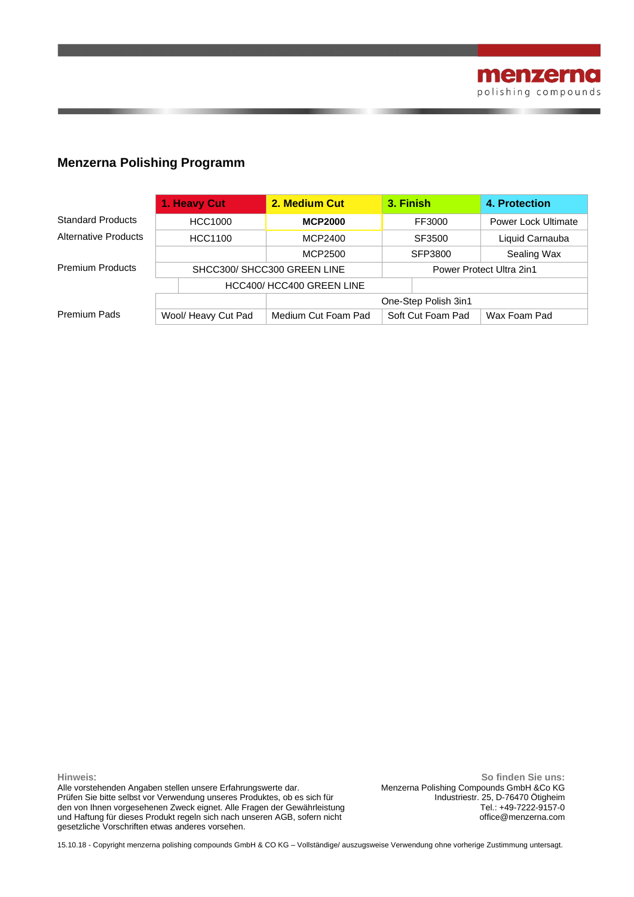## Menzerna Polishing Programm

| | 1. Heavy Cut | 2. Medium Cut | 3. Finish | 4. Protection |
|---|---|---|---|---|
| Standard Products | HCC1000 | **MCP2000** | FF3000 | Power Lock Ultimate |
| Alternative Products | HCC1100 | MCP2400 | SF3500 | Liquid Carnauba |
| | | MCP2500 | SFP3800 | Sealing Wax |
| Premium Products | SHCC300/ SHCC300 GREEN LINE | | Power Protect Ultra 2in1 | |
| | HCC400/ HCC400 GREEN LINE | | | |
| | | One-Step Polish 3in1 | | |
| Premium Pads | Wool/ Heavy Cut Pad | Medium Cut Foam Pad | Soft Cut Foam Pad | Wax Foam Pad |

**Hinweis**:
Alle vorstehenden Angaben stellen unsere Erfahrungswerte dar.
Prüfen Sie bitte selbst vor Verwendung unseres Produktes, ob es sich für den von Ihnen vorgesehenen Zweck eignet. Alle Fragen der Gewährleistung und Haftung für dieses Produkt regeln sich nach unseren AGB, sofern nicht gesetzliche Vorschriften etwas anderes vorsehen.

**So finden Sie uns:**
Menzerna Polishing Compounds GmbH &Co KG
Industriestr. 25, D-76470 Ötigheim
Tel.: +49-7222-9157-0
office@menzerna.com

15.10.18 - Copyright menzerna polishing compounds GmbH & CO KG – Vollständige/ auszugsweise Verwendung ohne vorherige Zustimmung untersagt.